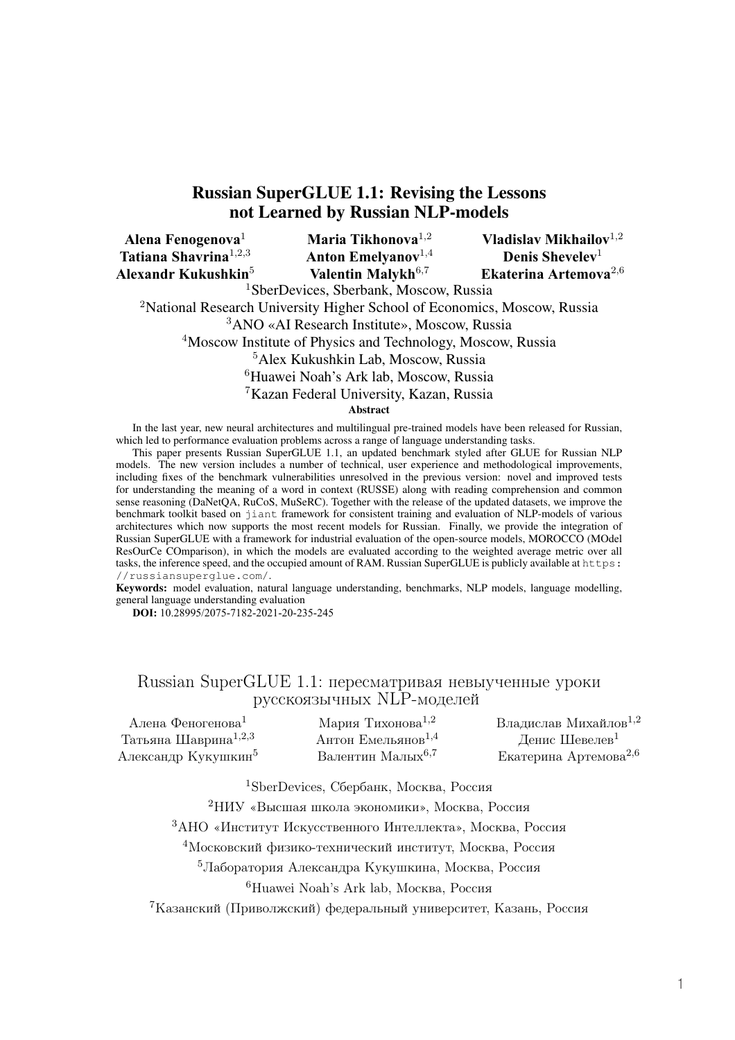# Russian SuperGLUE 1.1: Revising the Lessons not Learned by Russian NLP-models

**Alena Fenogenova**[1] **Maria Tikhonova**[1,2] **Vladislav Mikhailov**[1,2]
**Tatiana Shavrina**[1,2,3] **Anton Emelyanov**[1,4] **Denis Shevelev**[1]
**Alexandr Kukushkin**[5] **Valentin Malykh**[6,7] **Ekaterina Artemova**[2,6]

[1]SberDevices, Sberbank, Moscow, Russia
[2]National Research University Higher School of Economics, Moscow, Russia
[3]ANO «AI Research Institute», Moscow, Russia
[4]Moscow Institute of Physics and Technology, Moscow, Russia
[5]Alex Kukushkin Lab, Moscow, Russia
[6]Huawei Noah's Ark lab, Moscow, Russia
[7]Kazan Federal University, Kazan, Russia

## Abstract

In the last year, new neural architectures and multilingual pre-trained models have been released for Russian, which led to performance evaluation problems across a range of language understanding tasks.

This paper presents Russian SuperGLUE 1.1, an updated benchmark styled after GLUE for Russian NLP models. The new version includes a number of technical, user experience and methodological improvements, including fixes of the benchmark vulnerabilities unresolved in the previous version: novel and improved tests for understanding the meaning of a word in context (RUSSE) along with reading comprehension and common sense reasoning (DaNetQA, RuCoS, MuSeRC). Together with the release of the updated datasets, we improve the benchmark toolkit based on `jiant` framework for consistent training and evaluation of NLP-models of various architectures which now supports the most recent models for Russian. Finally, we provide the integration of Russian SuperGLUE with a framework for industrial evaluation of the open-source models, MOROCCO (MOdel ResOurCe COmparison), in which the models are evaluated according to the weighted average metric over all tasks, the inference speed, and the occupied amount of RAM. Russian SuperGLUE is publicly available at `https://russiansuperglue.com/`.

**Keywords:** model evaluation, natural language understanding, benchmarks, NLP models, language modelling, general language understanding evaluation

**DOI:** 10.28995/2075-7182-2021-20-235-245

# Russian SuperGLUE 1.1: пересматривая невыученные уроки русскоязычных NLP-моделей

Алена Феногенова[1] Мария Тихонова[1,2] Владислав Михайлов[1,2]
Татьяна Шаврина[1,2,3] Антон Емельянов[1,4] Денис Шевелев[1]
Александр Кукушкин[5] Валентин Малых[6,7] Екатерина Артемова[2,6]

[1]SberDevices, Сбербанк, Москва, Россия
[2]НИУ «Высшая школа экономики», Москва, Россия
[3]АНО «Институт Искусственного Интеллекта», Москва, Россия
[4]Московский физико-технический институт, Москва, Россия
[5]Лаборатория Александра Кукушкина, Москва, Россия
[6]Huawei Noah's Ark lab, Москва, Россия
[7]Казанский (Приволжский) федеральный университет, Казань, Россия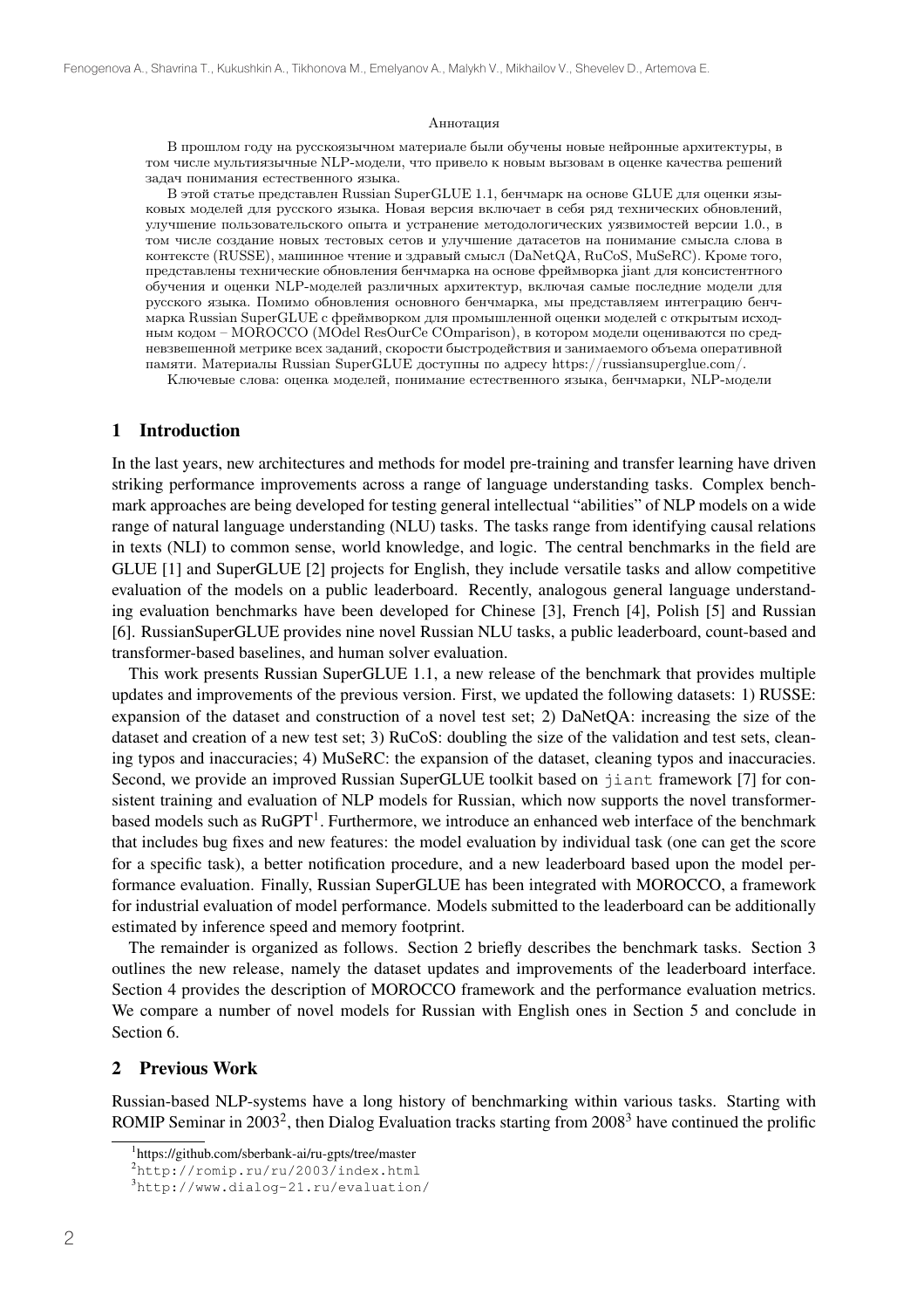Аннотация

В прошлом году на русскоязычном материале были обучены новые нейронные архитектуры, в том числе мультиязычные NLP-модели, что привело к новым вызовам в оценке качества решений задач понимания естественного языка.

В этой статье представлен Russian SuperGLUE 1.1, бенчмарк на основе GLUE для оценки языковых моделей для русского языка. Новая версия включает в себя ряд технических обновлений, улучшение пользовательского опыта и устранение методологических уязвимостей версии 1.0., в том числе создание новых тестовых сетов и улучшение датасетов на понимание смысла слова в контексте (RUSSE), машинное чтение и здравый смысл (DaNetQA, RuCoS, MuSeRC). Кроме того, представлены технические обновления бенчмарка на основе фреймворка jiant для консистентного обучения и оценки NLP-моделей различных архитектур, включая самые последние модели для русского языка. Помимо обновления основного бенчмарка, мы представляем интеграцию бенчмарка Russian SuperGLUE с фреймворком для промышленной оценки моделей с открытым исходным кодом – MOROCCO (MOdel ResOurCe COmparison), в котором модели оцениваются по средневзвешенной метрике всех заданий, скорости быстродействия и занимаемого объема оперативной памяти. Материалы Russian SuperGLUE доступны по адресу https://russiansuperglue.com/.

Ключевые слова: оценка моделей, понимание естественного языка, бенчмарки, NLP-модели

## 1 Introduction

In the last years, new architectures and methods for model pre-training and transfer learning have driven striking performance improvements across a range of language understanding tasks. Complex benchmark approaches are being developed for testing general intellectual "abilities" of NLP models on a wide range of natural language understanding (NLU) tasks. The tasks range from identifying causal relations in texts (NLI) to common sense, world knowledge, and logic. The central benchmarks in the field are GLUE [1] and SuperGLUE [2] projects for English, they include versatile tasks and allow competitive evaluation of the models on a public leaderboard. Recently, analogous general language understanding evaluation benchmarks have been developed for Chinese [3], French [4], Polish [5] and Russian [6]. RussianSuperGLUE provides nine novel Russian NLU tasks, a public leaderboard, count-based and transformer-based baselines, and human solver evaluation.

This work presents Russian SuperGLUE 1.1, a new release of the benchmark that provides multiple updates and improvements of the previous version. First, we updated the following datasets: 1) RUSSE: expansion of the dataset and construction of a novel test set; 2) DaNetQA: increasing the size of the dataset and creation of a new test set; 3) RuCoS: doubling the size of the validation and test sets, cleaning typos and inaccuracies; 4) MuSeRC: the expansion of the dataset, cleaning typos and inaccuracies. Second, we provide an improved Russian SuperGLUE toolkit based on `jiant` framework [7] for consistent training and evaluation of NLP models for Russian, which now supports the novel transformer-based models such as RuGPT[1]. Furthermore, we introduce an enhanced web interface of the benchmark that includes bug fixes and new features: the model evaluation by individual task (one can get the score for a specific task), a better notification procedure, and a new leaderboard based upon the model performance evaluation. Finally, Russian SuperGLUE has been integrated with MOROCCO, a framework for industrial evaluation of model performance. Models submitted to the leaderboard can be additionally estimated by inference speed and memory footprint.

The remainder is organized as follows. Section 2 briefly describes the benchmark tasks. Section 3 outlines the new release, namely the dataset updates and improvements of the leaderboard interface. Section 4 provides the description of MOROCCO framework and the performance evaluation metrics. We compare a number of novel models for Russian with English ones in Section 5 and conclude in Section 6.

## 2 Previous Work

Russian-based NLP-systems have a long history of benchmarking within various tasks. Starting with ROMIP Seminar in 2003[2], then Dialog Evaluation tracks starting from 2008[3] have continued the prolific

[1] https://github.com/sberbank-ai/ru-gpts/tree/master

[2] http://romip.ru/ru/2003/index.html

[3] http://www.dialog-21.ru/evaluation/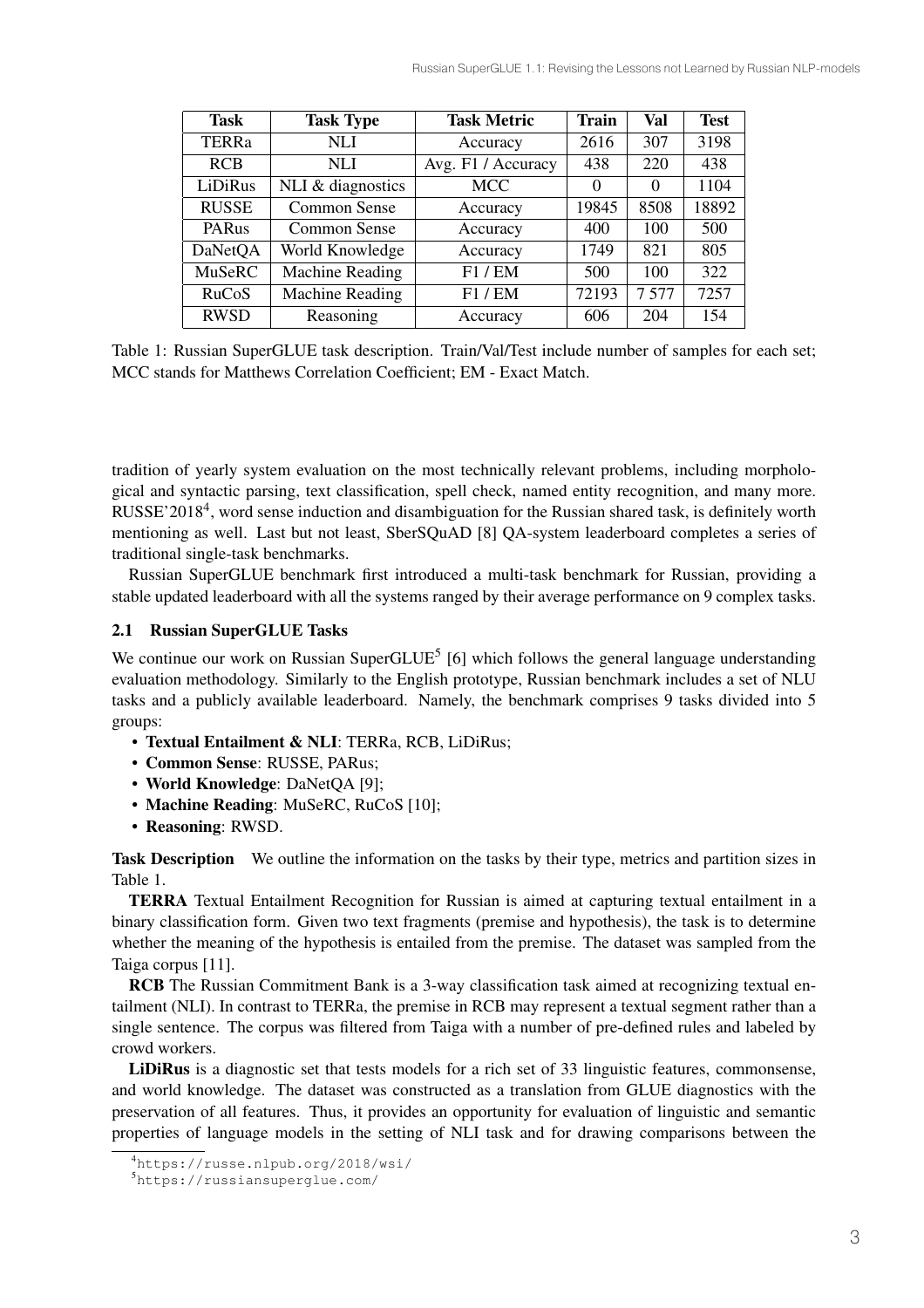| Task | Task Type | Task Metric | Train | Val | Test |
|---|---|---|---|---|---|
| TERRa | NLI | Accuracy | 2616 | 307 | 3198 |
| RCB | NLI | Avg. F1 / Accuracy | 438 | 220 | 438 |
| LiDiRus | NLI & diagnostics | MCC | 0 | 0 | 1104 |
| RUSSE | Common Sense | Accuracy | 19845 | 8508 | 18892 |
| PARus | Common Sense | Accuracy | 400 | 100 | 500 |
| DaNetQA | World Knowledge | Accuracy | 1749 | 821 | 805 |
| MuSeRC | Machine Reading | F1 / EM | 500 | 100 | 322 |
| RuCoS | Machine Reading | F1 / EM | 72193 | 7 577 | 7257 |
| RWSD | Reasoning | Accuracy | 606 | 204 | 154 |

Table 1: Russian SuperGLUE task description. Train/Val/Test include number of samples for each set; MCC stands for Matthews Correlation Coefficient; EM - Exact Match.

tradition of yearly system evaluation on the most technically relevant problems, including morphological and syntactic parsing, text classification, spell check, named entity recognition, and many more. RUSSE'2018[4], word sense induction and disambiguation for the Russian shared task, is definitely worth mentioning as well. Last but not least, SberSQuAD [8] QA-system leaderboard completes a series of traditional single-task benchmarks.

Russian SuperGLUE benchmark first introduced a multi-task benchmark for Russian, providing a stable updated leaderboard with all the systems ranged by their average performance on 9 complex tasks.

### 2.1 Russian SuperGLUE Tasks

We continue our work on Russian SuperGLUE[5] [6] which follows the general language understanding evaluation methodology. Similarly to the English prototype, Russian benchmark includes a set of NLU tasks and a publicly available leaderboard. Namely, the benchmark comprises 9 tasks divided into 5 groups:

- **Textual Entailment & NLI**: TERRa, RCB, LiDiRus;
- **Common Sense**: RUSSE, PARus;
- **World Knowledge**: DaNetQA [9];
- **Machine Reading**: MuSeRC, RuCoS [10];
- **Reasoning**: RWSD.

**Task Description** We outline the information on the tasks by their type, metrics and partition sizes in Table 1.

**TERRA** Textual Entailment Recognition for Russian is aimed at capturing textual entailment in a binary classification form. Given two text fragments (premise and hypothesis), the task is to determine whether the meaning of the hypothesis is entailed from the premise. The dataset was sampled from the Taiga corpus [11].

**RCB** The Russian Commitment Bank is a 3-way classification task aimed at recognizing textual entailment (NLI). In contrast to TERRa, the premise in RCB may represent a textual segment rather than a single sentence. The corpus was filtered from Taiga with a number of pre-defined rules and labeled by crowd workers.

**LiDiRus** is a diagnostic set that tests models for a rich set of 33 linguistic features, commonsense, and world knowledge. The dataset was constructed as a translation from GLUE diagnostics with the preservation of all features. Thus, it provides an opportunity for evaluation of linguistic and semantic properties of language models in the setting of NLI task and for drawing comparisons between the

[4] https://russe.nlpub.org/2018/wsi/

[5] https://russiansuperglue.com/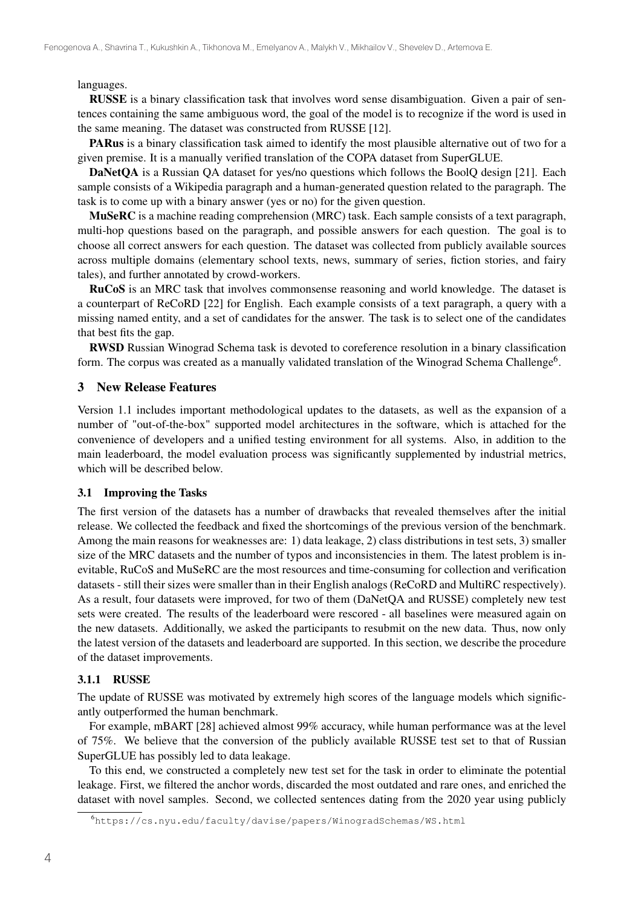languages.

**RUSSE** is a binary classification task that involves word sense disambiguation. Given a pair of sentences containing the same ambiguous word, the goal of the model is to recognize if the word is used in the same meaning. The dataset was constructed from RUSSE [12].

**PARus** is a binary classification task aimed to identify the most plausible alternative out of two for a given premise. It is a manually verified translation of the COPA dataset from SuperGLUE.

**DaNetQA** is a Russian QA dataset for yes/no questions which follows the BoolQ design [21]. Each sample consists of a Wikipedia paragraph and a human-generated question related to the paragraph. The task is to come up with a binary answer (yes or no) for the given question.

**MuSeRC** is a machine reading comprehension (MRC) task. Each sample consists of a text paragraph, multi-hop questions based on the paragraph, and possible answers for each question. The goal is to choose all correct answers for each question. The dataset was collected from publicly available sources across multiple domains (elementary school texts, news, summary of series, fiction stories, and fairy tales), and further annotated by crowd-workers.

**RuCoS** is an MRC task that involves commonsense reasoning and world knowledge. The dataset is a counterpart of ReCoRD [22] for English. Each example consists of a text paragraph, a query with a missing named entity, and a set of candidates for the answer. The task is to select one of the candidates that best fits the gap.

**RWSD** Russian Winograd Schema task is devoted to coreference resolution in a binary classification form. The corpus was created as a manually validated translation of the Winograd Schema Challenge[6].

## 3 New Release Features

Version 1.1 includes important methodological updates to the datasets, as well as the expansion of a number of "out-of-the-box" supported model architectures in the software, which is attached for the convenience of developers and a unified testing environment for all systems. Also, in addition to the main leaderboard, the model evaluation process was significantly supplemented by industrial metrics, which will be described below.

### 3.1 Improving the Tasks

The first version of the datasets has a number of drawbacks that revealed themselves after the initial release. We collected the feedback and fixed the shortcomings of the previous version of the benchmark. Among the main reasons for weaknesses are: 1) data leakage, 2) class distributions in test sets, 3) smaller size of the MRC datasets and the number of typos and inconsistencies in them. The latest problem is inevitable, RuCoS and MuSeRC are the most resources and time-consuming for collection and verification datasets - still their sizes were smaller than in their English analogs (ReCoRD and MultiRC respectively). As a result, four datasets were improved, for two of them (DaNetQA and RUSSE) completely new test sets were created. The results of the leaderboard were rescored - all baselines were measured again on the new datasets. Additionally, we asked the participants to resubmit on the new data. Thus, now only the latest version of the datasets and leaderboard are supported. In this section, we describe the procedure of the dataset improvements.

#### 3.1.1 RUSSE

The update of RUSSE was motivated by extremely high scores of the language models which significantly outperformed the human benchmark.

For example, mBART [28] achieved almost 99% accuracy, while human performance was at the level of 75%. We believe that the conversion of the publicly available RUSSE test set to that of Russian SuperGLUE has possibly led to data leakage.

To this end, we constructed a completely new test set for the task in order to eliminate the potential leakage. First, we filtered the anchor words, discarded the most outdated and rare ones, and enriched the dataset with novel samples. Second, we collected sentences dating from the 2020 year using publicly

[6] https://cs.nyu.edu/faculty/davise/papers/WinogradSchemas/WS.html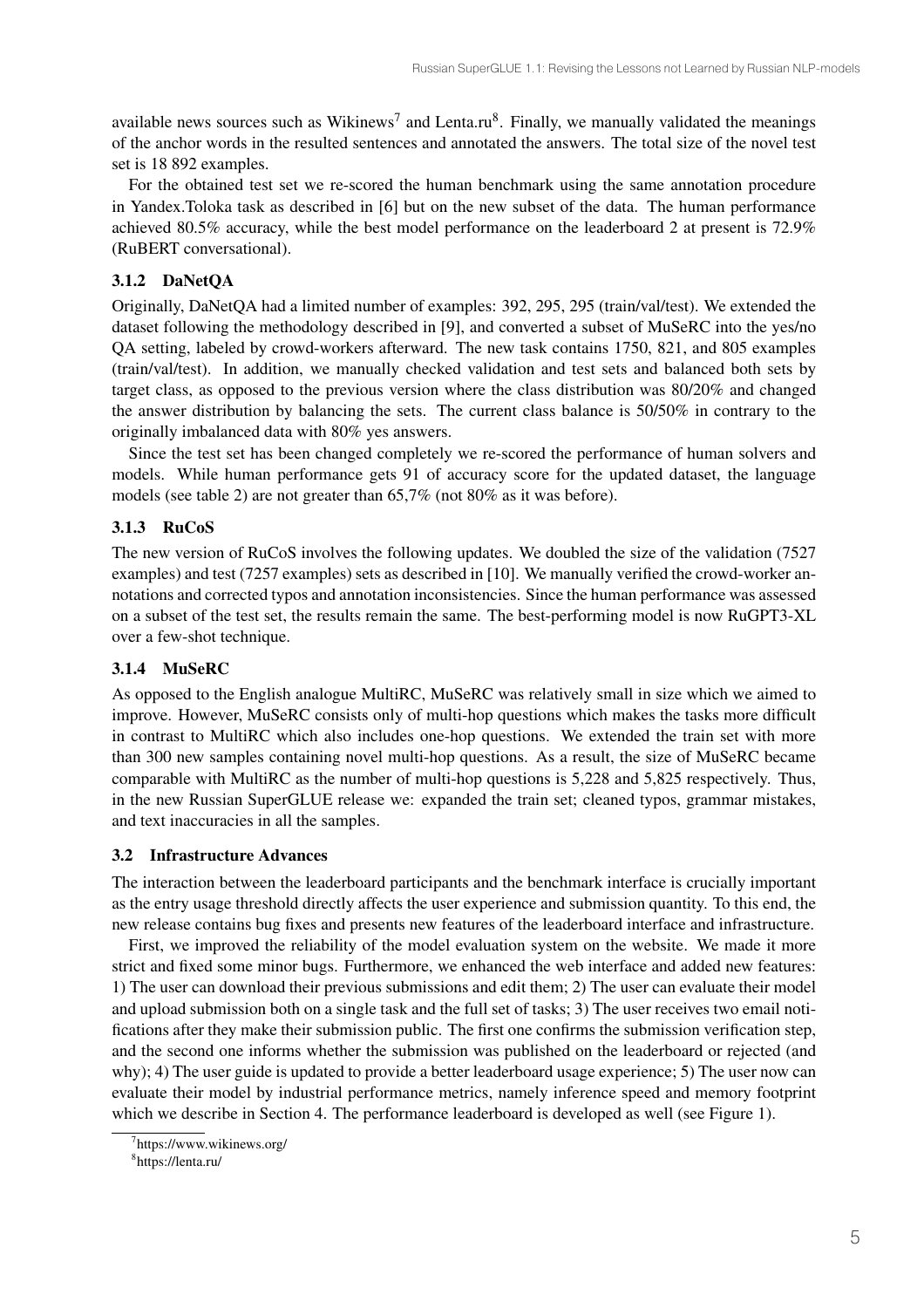available news sources such as Wikinews[7] and Lenta.ru[8]. Finally, we manually validated the meanings of the anchor words in the resulted sentences and annotated the answers. The total size of the novel test set is 18 892 examples.

For the obtained test set we re-scored the human benchmark using the same annotation procedure in Yandex.Toloka task as described in [6] but on the new subset of the data. The human performance achieved 80.5% accuracy, while the best model performance on the leaderboard 2 at present is 72.9% (RuBERT conversational).

#### 3.1.2 DaNetQA

Originally, DaNetQA had a limited number of examples: 392, 295, 295 (train/val/test). We extended the dataset following the methodology described in [9], and converted a subset of MuSeRC into the yes/no QA setting, labeled by crowd-workers afterward. The new task contains 1750, 821, and 805 examples (train/val/test). In addition, we manually checked validation and test sets and balanced both sets by target class, as opposed to the previous version where the class distribution was 80/20% and changed the answer distribution by balancing the sets. The current class balance is 50/50% in contrary to the originally imbalanced data with 80% yes answers.

Since the test set has been changed completely we re-scored the performance of human solvers and models. While human performance gets 91 of accuracy score for the updated dataset, the language models (see table 2) are not greater than 65,7% (not 80% as it was before).

#### 3.1.3 RuCoS

The new version of RuCoS involves the following updates. We doubled the size of the validation (7527 examples) and test (7257 examples) sets as described in [10]. We manually verified the crowd-worker annotations and corrected typos and annotation inconsistencies. Since the human performance was assessed on a subset of the test set, the results remain the same. The best-performing model is now RuGPT3-XL over a few-shot technique.

#### 3.1.4 MuSeRC

As opposed to the English analogue MultiRC, MuSeRC was relatively small in size which we aimed to improve. However, MuSeRC consists only of multi-hop questions which makes the tasks more difficult in contrast to MultiRC which also includes one-hop questions. We extended the train set with more than 300 new samples containing novel multi-hop questions. As a result, the size of MuSeRC became comparable with MultiRC as the number of multi-hop questions is 5,228 and 5,825 respectively. Thus, in the new Russian SuperGLUE release we: expanded the train set; cleaned typos, grammar mistakes, and text inaccuracies in all the samples.

### 3.2 Infrastructure Advances

The interaction between the leaderboard participants and the benchmark interface is crucially important as the entry usage threshold directly affects the user experience and submission quantity. To this end, the new release contains bug fixes and presents new features of the leaderboard interface and infrastructure.

First, we improved the reliability of the model evaluation system on the website. We made it more strict and fixed some minor bugs. Furthermore, we enhanced the web interface and added new features: 1) The user can download their previous submissions and edit them; 2) The user can evaluate their model and upload submission both on a single task and the full set of tasks; 3) The user receives two email notifications after they make their submission public. The first one confirms the submission verification step, and the second one informs whether the submission was published on the leaderboard or rejected (and why); 4) The user guide is updated to provide a better leaderboard usage experience; 5) The user now can evaluate their model by industrial performance metrics, namely inference speed and memory footprint which we describe in Section 4. The performance leaderboard is developed as well (see Figure 1).

[7] https://www.wikinews.org/

[8] https://lenta.ru/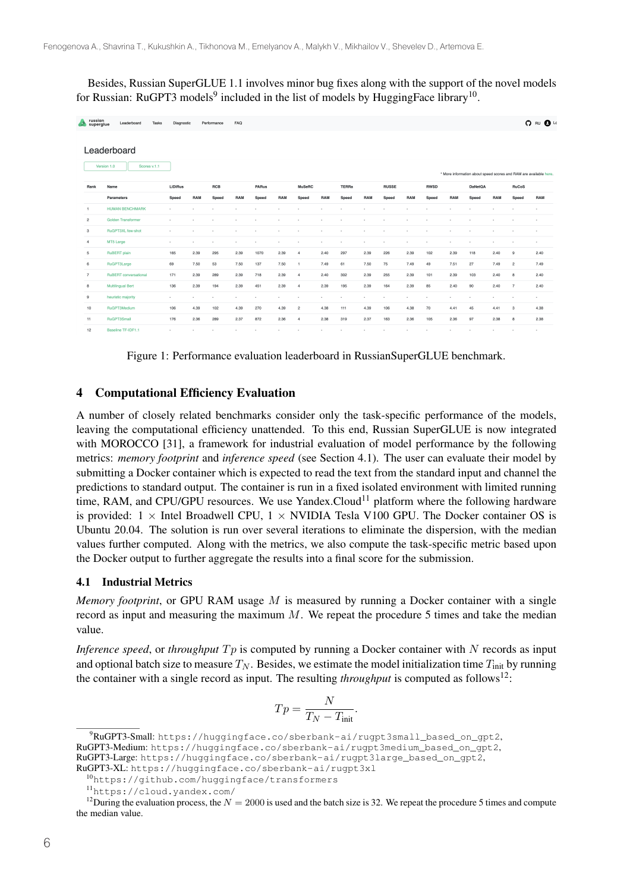Besides, Russian SuperGLUE 1.1 involves minor bug fixes along with the support of the novel models for Russian: RuGPT3 models[9] included in the list of models by HuggingFace library[10].

russian superglue | Leaderboard | Tasks | Diagnostic | Performance | FAQ | RU

Leaderboard

Version 1.0 | Scores v.1.1

* More information about speed scores and RAM are available here.

| Rank | Name | LiDiRus | | RCB | | PARus | | MuSeRC | | TERRa | | RUSSE | | RWSD | | DaNetQA | | RuCoS | |
|---|---|---|---|---|---|---|---|---|---|---|---|---|---|---|---|---|---|---|---|
| | Parameters | Speed | RAM | Speed | RAM | Speed | RAM | Speed | RAM | Speed | RAM | Speed | RAM | Speed | RAM | Speed | RAM | Speed | RAM |
| 1 | HUMAN BENCHMARK | - | - | - | - | - | - | - | - | - | - | - | - | - | - | - | - | - | - |
| 2 | Golden Transformer | - | - | - | - | - | - | - | - | - | - | - | - | - | - | - | - | - | - |
| 3 | RuGPT3XL few-shot | - | - | - | - | - | - | - | - | - | - | - | - | - | - | - | - | - | - |
| 4 | MT5 Large | - | - | - | - | - | - | - | - | - | - | - | - | - | - | - | - | - | - |
| 5 | RuBERT plain | 165 | 2.39 | 295 | 2.39 | 1070 | 2.39 | 4 | 2.40 | 297 | 2.39 | 226 | 2.39 | 102 | 2.39 | 118 | 2.40 | 9 | 2.40 |
| 6 | RuGPT3Large | 69 | 7.50 | 53 | 7.50 | 137 | 7.50 | 1 | 7.49 | 61 | 7.50 | 75 | 7.49 | 49 | 7.51 | 27 | 7.49 | 2 | 7.49 |
| 7 | RuBERT conversational | 171 | 2.39 | 289 | 2.39 | 718 | 2.39 | 4 | 2.40 | 302 | 2.39 | 255 | 2.39 | 101 | 2.39 | 103 | 2.40 | 8 | 2.40 |
| 8 | Multilingual Bert | 136 | 2.39 | 194 | 2.39 | 451 | 2.39 | 4 | 2.39 | 195 | 2.39 | 164 | 2.39 | 85 | 2.40 | 90 | 2.40 | 7 | 2.40 |
| 9 | heuristic majority | - | - | - | - | - | - | - | - | - | - | - | - | - | - | - | - | - | - |
| 10 | RuGPT3Medium | 106 | 4.39 | 102 | 4.39 | 270 | 4.39 | 2 | 4.38 | 111 | 4.39 | 106 | 4.38 | 70 | 4.41 | 45 | 4.41 | 3 | 4.38 |
| 11 | RuGPT3Small | 176 | 2.36 | 289 | 2.37 | 872 | 2.36 | 4 | 2.38 | 319 | 2.37 | 163 | 2.36 | 105 | 2.36 | 97 | 2.38 | 8 | 2.38 |
| 12 | Baseline TF-IDF1.1 | - | - | - | - | - | - | - | - | - | - | - | - | - | - | - | - | - | - |

Figure 1: Performance evaluation leaderboard in RussianSuperGLUE benchmark.

## 4 Computational Efficiency Evaluation

A number of closely related benchmarks consider only the task-specific performance of the models, leaving the computational efficiency unattended. To this end, Russian SuperGLUE is now integrated with MOROCCO [31], a framework for industrial evaluation of model performance by the following metrics: *memory footprint* and *inference speed* (see Section 4.1). The user can evaluate their model by submitting a Docker container which is expected to read the text from the standard input and channel the predictions to standard output. The container is run in a fixed isolated environment with limited running time, RAM, and CPU/GPU resources. We use Yandex.Cloud[11] platform where the following hardware is provided: $1 \times$ Intel Broadwell CPU, $1 \times$ NVIDIA Tesla V100 GPU. The Docker container OS is Ubuntu 20.04. The solution is run over several iterations to eliminate the dispersion, with the median values further computed. Along with the metrics, we also compute the task-specific metric based upon the Docker output to further aggregate the results into a final score for the submission.

### 4.1 Industrial Metrics

*Memory footprint*, or GPU RAM usage $M$ is measured by running a Docker container with a single record as input and measuring the maximum $M$. We repeat the procedure 5 times and take the median value.

*Inference speed*, or *throughput* $Tp$ is computed by running a Docker container with $N$ records as input and optional batch size to measure $T_N$. Besides, we estimate the model initialization time $T_{\text{init}}$ by running the container with a single record as input. The resulting *throughput* is computed as follows[12]:

$$Tp = \frac{N}{T_N - T_{\text{init}}}.$$

[9] RuGPT3-Small: https://huggingface.co/sberbank-ai/rugpt3small_based_on_gpt2, RuGPT3-Medium: https://huggingface.co/sberbank-ai/rugpt3medium_based_on_gpt2, RuGPT3-Large: https://huggingface.co/sberbank-ai/rugpt3large_based_on_gpt2, RuGPT3-XL: https://huggingface.co/sberbank-ai/rugpt3xl

[10] https://github.com/huggingface/transformers

[11] https://cloud.yandex.com/

[12] During the evaluation process, the $N = 2000$ is used and the batch size is 32. We repeat the procedure 5 times and compute the median value.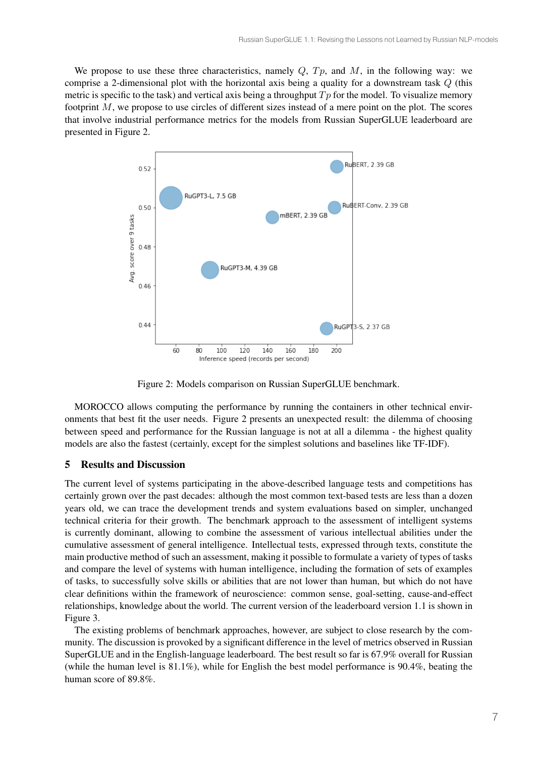We propose to use these three characteristics, namely $Q$, $Tp$, and $M$, in the following way: we comprise a 2-dimensional plot with the horizontal axis being a quality for a downstream task $Q$ (this metric is specific to the task) and vertical axis being a throughput $Tp$ for the model. To visualize memory footprint $M$, we propose to use circles of different sizes instead of a mere point on the plot. The scores that involve industrial performance metrics for the models from Russian SuperGLUE leaderboard are presented in Figure 2.

RuBERT, 2.39 GB
RuGPT3-L, 7.5 GB
RuBERT-Conv, 2.39 GB
mBERT, 2.39 GB
RuGPT3-M, 4.39 GB
RuGPT3-S, 2.37 GB

0.52
0.50
0.48
0.46
0.44

Avg. score over 9 tasks

60 80 100 120 140 160 180 200

Inference speed (records per second)

Figure 2: Models comparison on Russian SuperGLUE benchmark.

MOROCCO allows computing the performance by running the containers in other technical environments that best fit the user needs. Figure 2 presents an unexpected result: the dilemma of choosing between speed and performance for the Russian language is not at all a dilemma - the highest quality models are also the fastest (certainly, except for the simplest solutions and baselines like TF-IDF).

## 5 Results and Discussion

The current level of systems participating in the above-described language tests and competitions has certainly grown over the past decades: although the most common text-based tests are less than a dozen years old, we can trace the development trends and system evaluations based on simpler, unchanged technical criteria for their growth. The benchmark approach to the assessment of intelligent systems is currently dominant, allowing to combine the assessment of various intellectual abilities under the cumulative assessment of general intelligence. Intellectual tests, expressed through texts, constitute the main productive method of such an assessment, making it possible to formulate a variety of types of tasks and compare the level of systems with human intelligence, including the formation of sets of examples of tasks, to successfully solve skills or abilities that are not lower than human, but which do not have clear definitions within the framework of neuroscience: common sense, goal-setting, cause-and-effect relationships, knowledge about the world. The current version of the leaderboard version 1.1 is shown in Figure 3.

The existing problems of benchmark approaches, however, are subject to close research by the community. The discussion is provoked by a significant difference in the level of metrics observed in Russian SuperGLUE and in the English-language leaderboard. The best result so far is 67.9% overall for Russian (while the human level is 81.1%), while for English the best model performance is 90.4%, beating the human score of 89.8%.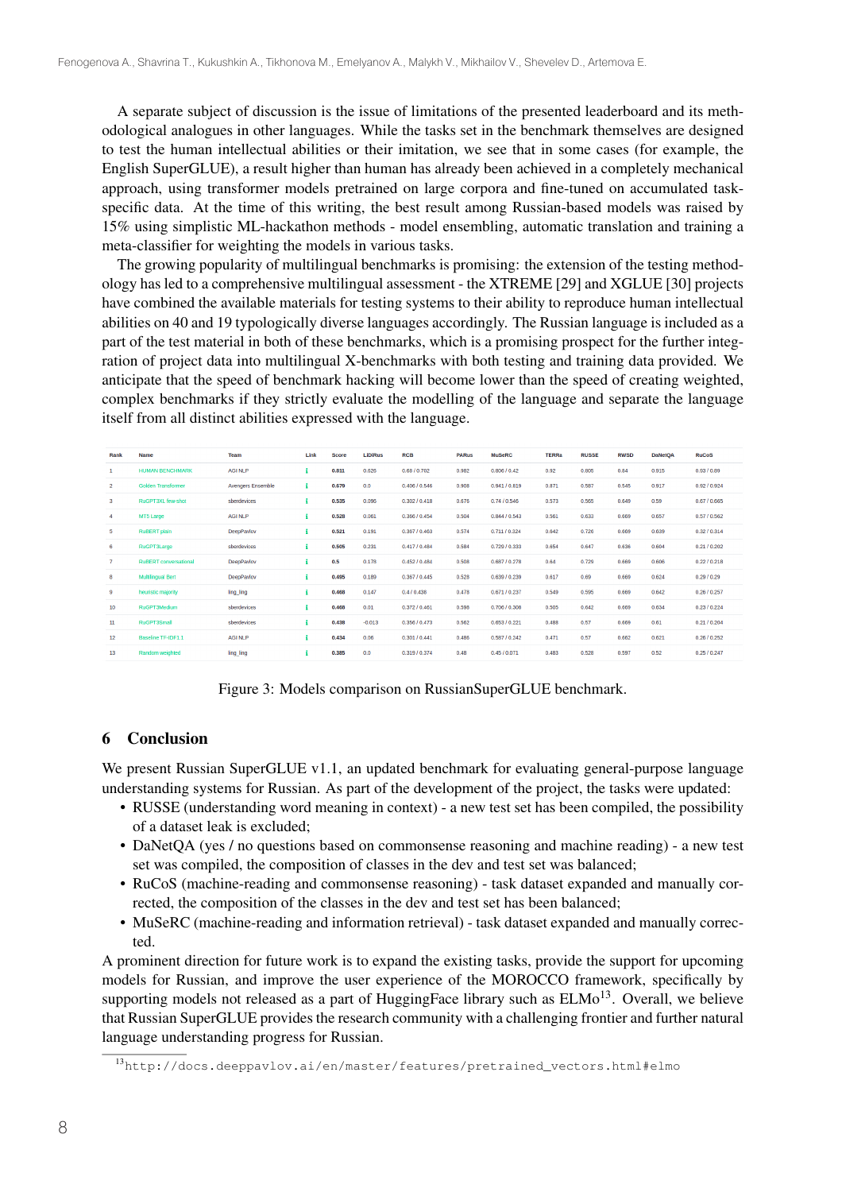A separate subject of discussion is the issue of limitations of the presented leaderboard and its methodological analogues in other languages. While the tasks set in the benchmark themselves are designed to test the human intellectual abilities or their imitation, we see that in some cases (for example, the English SuperGLUE), a result higher than human has already been achieved in a completely mechanical approach, using transformer models pretrained on large corpora and fine-tuned on accumulated task-specific data. At the time of this writing, the best result among Russian-based models was raised by 15% using simplistic ML-hackathon methods - model ensembling, automatic translation and training a meta-classifier for weighting the models in various tasks.

The growing popularity of multilingual benchmarks is promising: the extension of the testing methodology has led to a comprehensive multilingual assessment - the XTREME [29] and XGLUE [30] projects have combined the available materials for testing systems to their ability to reproduce human intellectual abilities on 40 and 19 typologically diverse languages accordingly. The Russian language is included as a part of the test material in both of these benchmarks, which is a promising prospect for the further integration of project data into multilingual X-benchmarks with both testing and training data provided. We anticipate that the speed of benchmark hacking will become lower than the speed of creating weighted, complex benchmarks if they strictly evaluate the modelling of the language and separate the language itself from all distinct abilities expressed with the language.

| Rank | Name | Team | Link | Score | LiDiRus | RCB | PARus | MuSeRC | TERRa | RUSSE | RWSD | DaNetQA | RuCoS |
|---|---|---|---|---|---|---|---|---|---|---|---|---|---|
| 1 | HUMAN BENCHMARK | AGI NLP | i | 0.811 | 0.626 | 0.68 / 0.702 | 0.982 | 0.806 / 0.42 | 0.92 | 0.805 | 0.84 | 0.915 | 0.93 / 0.89 |
| 2 | Golden Transformer | Avengers Ensemble | i | 0.679 | 0.0 | 0.406 / 0.546 | 0.908 | 0.941 / 0.819 | 0.871 | 0.587 | 0.545 | 0.917 | 0.92 / 0.924 |
| 3 | RuGPT3XL few-shot | sberdevices | i | 0.535 | 0.096 | 0.302 / 0.418 | 0.676 | 0.74 / 0.546 | 0.573 | 0.565 | 0.649 | 0.59 | 0.67 / 0.665 |
| 4 | MT5 Large | AGI NLP | i | 0.528 | 0.061 | 0.366 / 0.454 | 0.504 | 0.844 / 0.543 | 0.561 | 0.633 | 0.669 | 0.657 | 0.57 / 0.562 |
| 5 | RuBERT plain | DeepPavlov | i | 0.521 | 0.191 | 0.367 / 0.463 | 0.574 | 0.711 / 0.324 | 0.642 | 0.726 | 0.669 | 0.639 | 0.32 / 0.314 |
| 6 | RuGPT3Large | sberdevices | i | 0.505 | 0.231 | 0.417 / 0.484 | 0.584 | 0.729 / 0.333 | 0.654 | 0.647 | 0.636 | 0.604 | 0.21 / 0.202 |
| 7 | RuBERT conversational | DeepPavlov | i | 0.5 | 0.178 | 0.452 / 0.484 | 0.508 | 0.687 / 0.278 | 0.64 | 0.729 | 0.669 | 0.606 | 0.22 / 0.218 |
| 8 | Multilingual Bert | DeepPavlov | i | 0.495 | 0.189 | 0.367 / 0.445 | 0.528 | 0.639 / 0.239 | 0.617 | 0.69 | 0.669 | 0.624 | 0.29 / 0.29 |
| 9 | heuristic majority | ling_ling | i | 0.468 | 0.147 | 0.4 / 0.438 | 0.478 | 0.671 / 0.237 | 0.549 | 0.595 | 0.669 | 0.642 | 0.26 / 0.257 |
| 10 | RuGPT3Medium | sberdevices | i | 0.468 | 0.01 | 0.372 / 0.461 | 0.598 | 0.706 / 0.308 | 0.505 | 0.642 | 0.669 | 0.634 | 0.23 / 0.224 |
| 11 | RuGPT3Small | sberdevices | i | 0.438 | -0.013 | 0.356 / 0.473 | 0.562 | 0.653 / 0.221 | 0.488 | 0.57 | 0.669 | 0.61 | 0.21 / 0.204 |
| 12 | Baseline TF-IDF1.1 | AGI NLP | i | 0.434 | 0.06 | 0.301 / 0.441 | 0.486 | 0.587 / 0.242 | 0.471 | 0.57 | 0.662 | 0.621 | 0.26 / 0.252 |
| 13 | Random weighted | ling_ling | i | 0.385 | 0.0 | 0.319 / 0.374 | 0.48 | 0.45 / 0.071 | 0.483 | 0.528 | 0.597 | 0.52 | 0.25 / 0.247 |

Figure 3: Models comparison on RussianSuperGLUE benchmark.

## 6 Conclusion

We present Russian SuperGLUE v1.1, an updated benchmark for evaluating general-purpose language understanding systems for Russian. As part of the development of the project, the tasks were updated:

- RUSSE (understanding word meaning in context) - a new test set has been compiled, the possibility of a dataset leak is excluded;
- DaNetQA (yes / no questions based on commonsense reasoning and machine reading) - a new test set was compiled, the composition of classes in the dev and test set was balanced;
- RuCoS (machine-reading and commonsense reasoning) - task dataset expanded and manually corrected, the composition of the classes in the dev and test set has been balanced;
- MuSeRC (machine-reading and information retrieval) - task dataset expanded and manually corrected.

A prominent direction for future work is to expand the existing tasks, provide the support for upcoming models for Russian, and improve the user experience of the MOROCCO framework, specifically by supporting models not released as a part of HuggingFace library such as ELMo[13]. Overall, we believe that Russian SuperGLUE provides the research community with a challenging frontier and further natural language understanding progress for Russian.

[13] http://docs.deeppavlov.ai/en/master/features/pretrained_vectors.html#elmo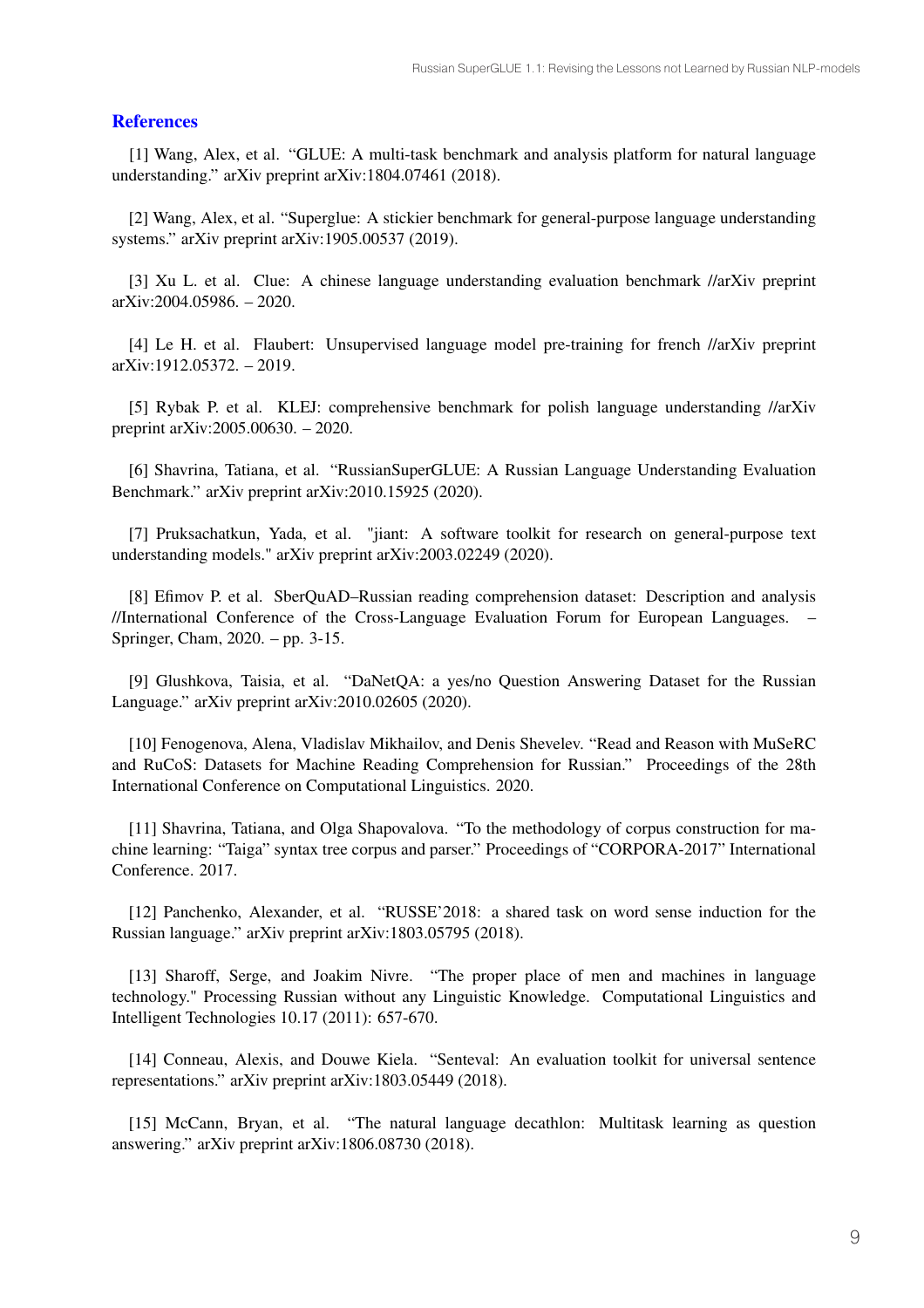## References

[1] Wang, Alex, et al. “GLUE: A multi-task benchmark and analysis platform for natural language understanding.” arXiv preprint arXiv:1804.07461 (2018).

[2] Wang, Alex, et al. “Superglue: A stickier benchmark for general-purpose language understanding systems.” arXiv preprint arXiv:1905.00537 (2019).

[3] Xu L. et al. Clue: A chinese language understanding evaluation benchmark //arXiv preprint arXiv:2004.05986. – 2020.

[4] Le H. et al. Flaubert: Unsupervised language model pre-training for french //arXiv preprint arXiv:1912.05372. – 2019.

[5] Rybak P. et al. KLEJ: comprehensive benchmark for polish language understanding //arXiv preprint arXiv:2005.00630. – 2020.

[6] Shavrina, Tatiana, et al. “RussianSuperGLUE: A Russian Language Understanding Evaluation Benchmark.” arXiv preprint arXiv:2010.15925 (2020).

[7] Pruksachatkun, Yada, et al. "jiant: A software toolkit for research on general-purpose text understanding models." arXiv preprint arXiv:2003.02249 (2020).

[8] Efimov P. et al. SberQuAD–Russian reading comprehension dataset: Description and analysis //International Conference of the Cross-Language Evaluation Forum for European Languages. – Springer, Cham, 2020. – pp. 3-15.

[9] Glushkova, Taisia, et al. “DaNetQA: a yes/no Question Answering Dataset for the Russian Language.” arXiv preprint arXiv:2010.02605 (2020).

[10] Fenogenova, Alena, Vladislav Mikhailov, and Denis Shevelev. “Read and Reason with MuSeRC and RuCoS: Datasets for Machine Reading Comprehension for Russian.” Proceedings of the 28th International Conference on Computational Linguistics. 2020.

[11] Shavrina, Tatiana, and Olga Shapovalova. “To the methodology of corpus construction for machine learning: “Taiga” syntax tree corpus and parser.” Proceedings of “CORPORA-2017” International Conference. 2017.

[12] Panchenko, Alexander, et al. “RUSSE’2018: a shared task on word sense induction for the Russian language.” arXiv preprint arXiv:1803.05795 (2018).

[13] Sharoff, Serge, and Joakim Nivre. “The proper place of men and machines in language technology." Processing Russian without any Linguistic Knowledge. Computational Linguistics and Intelligent Technologies 10.17 (2011): 657-670.

[14] Conneau, Alexis, and Douwe Kiela. “Senteval: An evaluation toolkit for universal sentence representations.” arXiv preprint arXiv:1803.05449 (2018).

[15] McCann, Bryan, et al. “The natural language decathlon: Multitask learning as question answering.” arXiv preprint arXiv:1806.08730 (2018).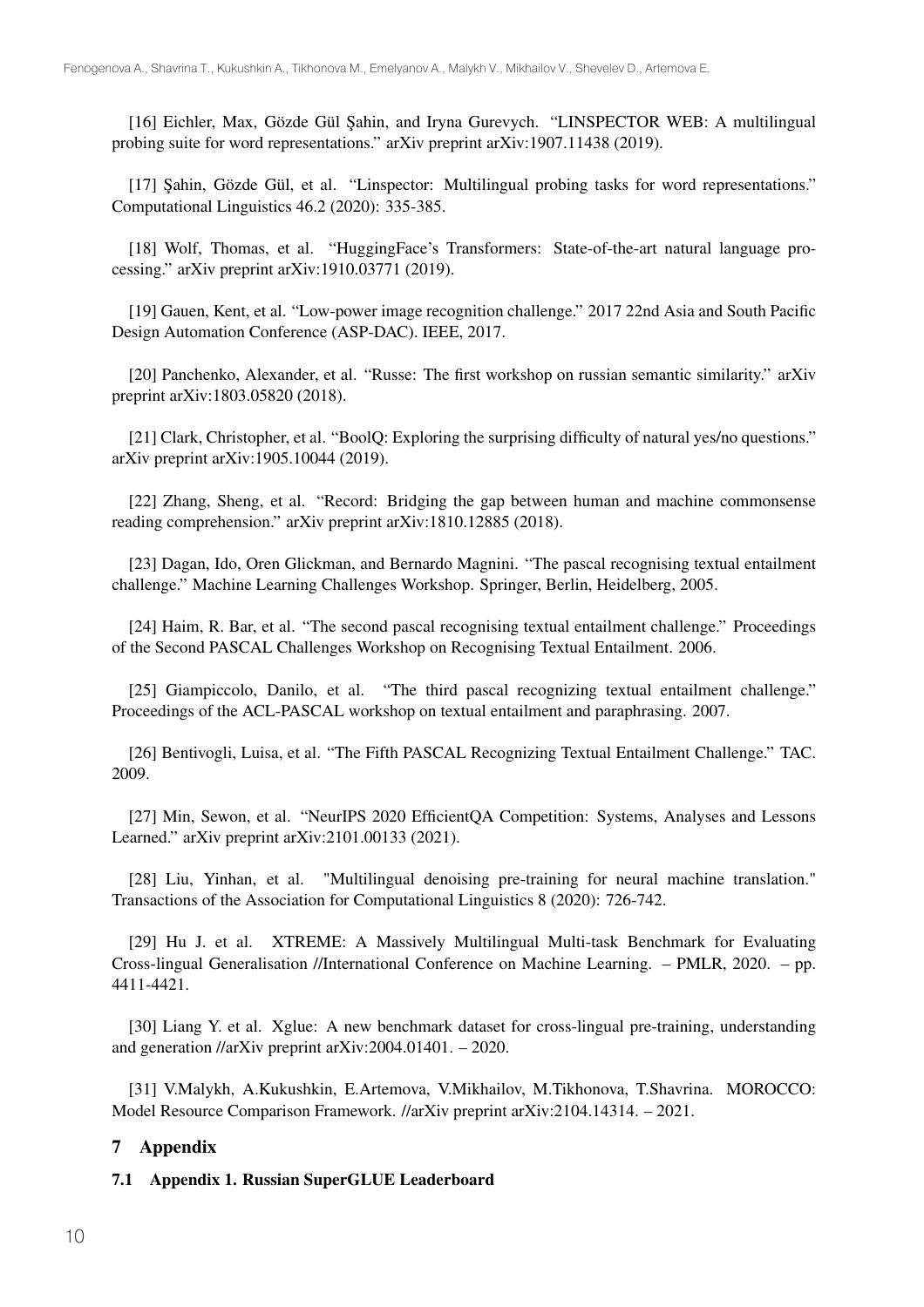[16] Eichler, Max, Gözde Gül Şahin, and Iryna Gurevych. "LINSPECTOR WEB: A multilingual probing suite for word representations." arXiv preprint arXiv:1907.11438 (2019).

[17] Şahin, Gözde Gül, et al. "Linspector: Multilingual probing tasks for word representations." Computational Linguistics 46.2 (2020): 335-385.

[18] Wolf, Thomas, et al. "HuggingFace's Transformers: State-of-the-art natural language processing." arXiv preprint arXiv:1910.03771 (2019).

[19] Gauen, Kent, et al. "Low-power image recognition challenge." 2017 22nd Asia and South Pacific Design Automation Conference (ASP-DAC). IEEE, 2017.

[20] Panchenko, Alexander, et al. "Russe: The first workshop on russian semantic similarity." arXiv preprint arXiv:1803.05820 (2018).

[21] Clark, Christopher, et al. "BoolQ: Exploring the surprising difficulty of natural yes/no questions." arXiv preprint arXiv:1905.10044 (2019).

[22] Zhang, Sheng, et al. "Record: Bridging the gap between human and machine commonsense reading comprehension." arXiv preprint arXiv:1810.12885 (2018).

[23] Dagan, Ido, Oren Glickman, and Bernardo Magnini. "The pascal recognising textual entailment challenge." Machine Learning Challenges Workshop. Springer, Berlin, Heidelberg, 2005.

[24] Haim, R. Bar, et al. "The second pascal recognising textual entailment challenge." Proceedings of the Second PASCAL Challenges Workshop on Recognising Textual Entailment. 2006.

[25] Giampiccolo, Danilo, et al. "The third pascal recognizing textual entailment challenge." Proceedings of the ACL-PASCAL workshop on textual entailment and paraphrasing. 2007.

[26] Bentivogli, Luisa, et al. "The Fifth PASCAL Recognizing Textual Entailment Challenge." TAC. 2009.

[27] Min, Sewon, et al. "NeurIPS 2020 EfficientQA Competition: Systems, Analyses and Lessons Learned." arXiv preprint arXiv:2101.00133 (2021).

[28] Liu, Yinhan, et al. "Multilingual denoising pre-training for neural machine translation." Transactions of the Association for Computational Linguistics 8 (2020): 726-742.

[29] Hu J. et al. XTREME: A Massively Multilingual Multi-task Benchmark for Evaluating Cross-lingual Generalisation //International Conference on Machine Learning. – PMLR, 2020. – pp. 4411-4421.

[30] Liang Y. et al. Xglue: A new benchmark dataset for cross-lingual pre-training, understanding and generation //arXiv preprint arXiv:2004.01401. – 2020.

[31] V.Malykh, A.Kukushkin, E.Artemova, V.Mikhailov, M.Tikhonova, T.Shavrina. MOROCCO: Model Resource Comparison Framework. //arXiv preprint arXiv:2104.14314. – 2021.

## 7 Appendix

### 7.1 Appendix 1. Russian SuperGLUE Leaderboard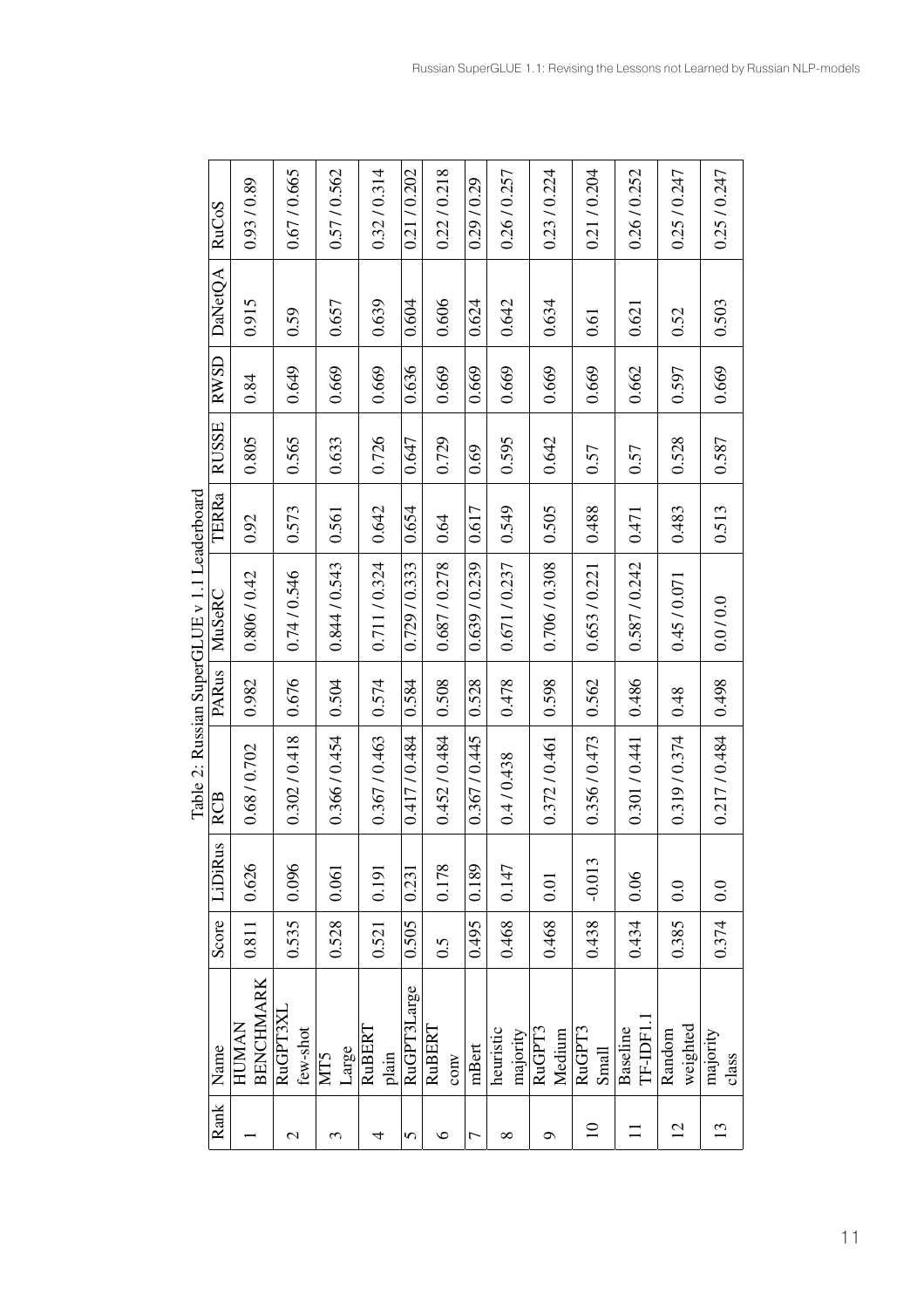Table 2: Russian SuperGLUE v 1.1 Leaderboard

| Rank | Name | Score | LiDiRus | RCB | PARus | MuSeRC | TERRa | RUSSE | RWSD | DaNetQA | RuCoS |
|---|---|---|---|---|---|---|---|---|---|---|---|
| 1 | HUMAN BENCHMARK | 0.811 | 0.626 | 0.68 / 0.702 | 0.982 | 0.806 / 0.42 | 0.92 | 0.805 | 0.84 | 0.915 | 0.93 / 0.89 |
| 2 | RuGPT3XL few-shot | 0.535 | 0.096 | 0.302 / 0.418 | 0.676 | 0.74 / 0.546 | 0.573 | 0.565 | 0.649 | 0.59 | 0.67 / 0.665 |
| 3 | MT5 Large | 0.528 | 0.061 | 0.366 / 0.454 | 0.504 | 0.844 / 0.543 | 0.561 | 0.633 | 0.669 | 0.657 | 0.57 / 0.562 |
| 4 | RuBERT plain | 0.521 | 0.191 | 0.367 / 0.463 | 0.574 | 0.711 / 0.324 | 0.642 | 0.726 | 0.669 | 0.639 | 0.32 / 0.314 |
| 5 | RuGPT3Large | 0.505 | 0.231 | 0.417 / 0.484 | 0.584 | 0.729 / 0.333 | 0.654 | 0.647 | 0.636 | 0.604 | 0.21 / 0.202 |
| 6 | RuBERT conv | 0.5 | 0.178 | 0.452 / 0.484 | 0.508 | 0.687 / 0.278 | 0.64 | 0.729 | 0.669 | 0.606 | 0.22 / 0.218 |
| 7 | mBert | 0.495 | 0.189 | 0.367 / 0.445 | 0.528 | 0.639 / 0.239 | 0.617 | 0.69 | 0.669 | 0.624 | 0.29 / 0.29 |
| 8 | heuristic majority | 0.468 | 0.147 | 0.4 / 0.438 | 0.478 | 0.671 / 0.237 | 0.549 | 0.595 | 0.669 | 0.642 | 0.26 / 0.257 |
| 9 | RuGPT3 Medium | 0.468 | 0.01 | 0.372 / 0.461 | 0.598 | 0.706 / 0.308 | 0.505 | 0.642 | 0.669 | 0.634 | 0.23 / 0.224 |
| 10 | RuGPT3 Small | 0.438 | -0.013 | 0.356 / 0.473 | 0.562 | 0.653 / 0.221 | 0.488 | 0.57 | 0.669 | 0.61 | 0.21 / 0.204 |
| 11 | Baseline TF-IDF1.1 | 0.434 | 0.06 | 0.301 / 0.441 | 0.486 | 0.587 / 0.242 | 0.471 | 0.57 | 0.662 | 0.621 | 0.26 / 0.252 |
| 12 | Random weighted | 0.385 | 0.0 | 0.319 / 0.374 | 0.48 | 0.45 / 0.071 | 0.483 | 0.528 | 0.597 | 0.52 | 0.25 / 0.247 |
| 13 | majority class | 0.374 | 0.0 | 0.217 / 0.484 | 0.498 | 0.0 / 0.0 | 0.513 | 0.587 | 0.669 | 0.503 | 0.25 / 0.247 |